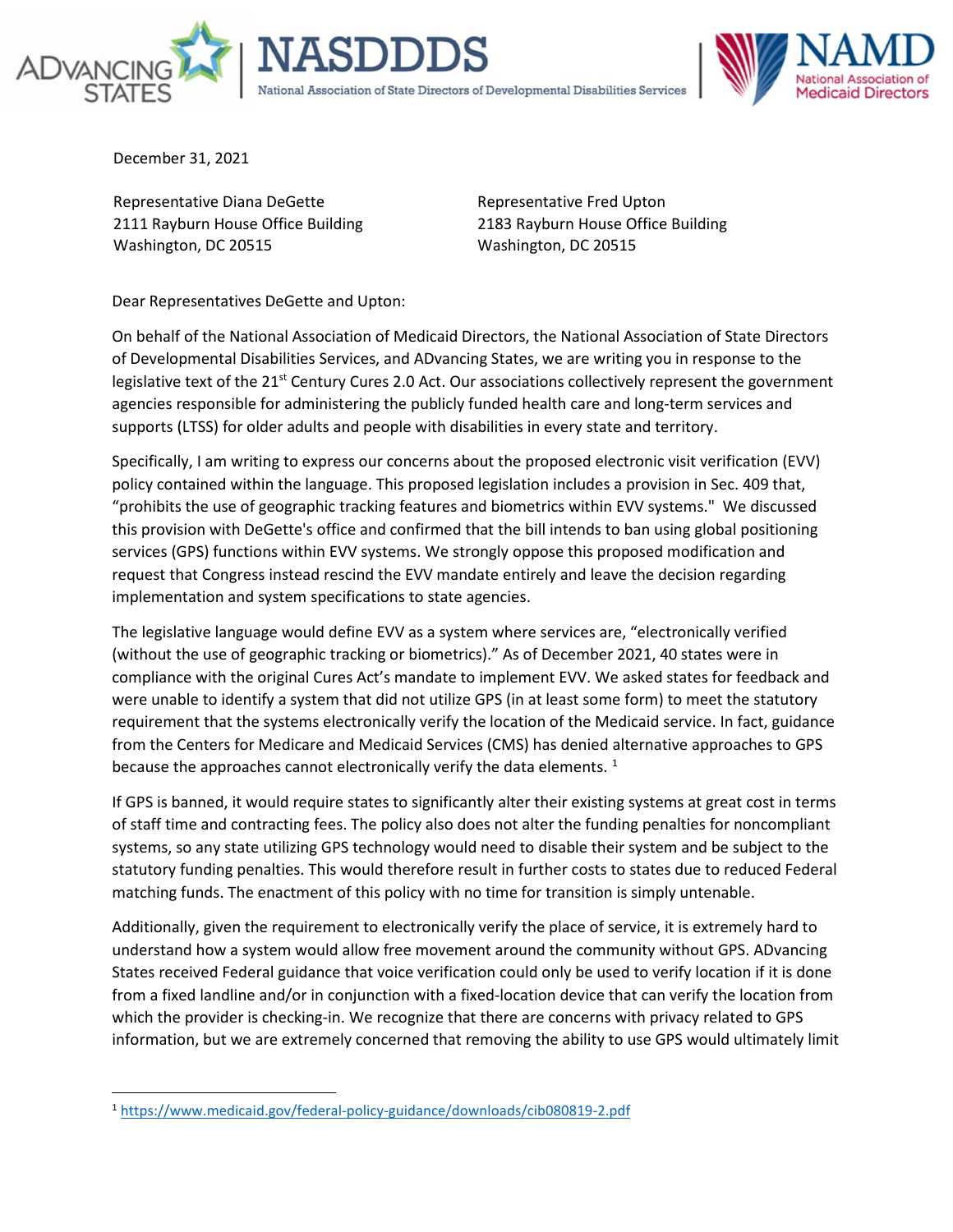December 31, 2021

Representative Diana DeGette
2111 Rayburn House Office Building
Washington, DC 20515

Representative Fred Upton
2183 Rayburn House Office Building
Washington, DC 20515

Dear Representatives DeGette and Upton:

On behalf of the National Association of Medicaid Directors, the National Association of State Directors of Developmental Disabilities Services, and ADvancing States, we are writing you in response to the legislative text of the 21st Century Cures 2.0 Act. Our associations collectively represent the government agencies responsible for administering the publicly funded health care and long-term services and supports (LTSS) for older adults and people with disabilities in every state and territory.

Specifically, I am writing to express our concerns about the proposed electronic visit verification (EVV) policy contained within the language. This proposed legislation includes a provision in Sec. 409 that, "prohibits the use of geographic tracking features and biometrics within EVV systems." We discussed this provision with DeGette's office and confirmed that the bill intends to ban using global positioning services (GPS) functions within EVV systems. We strongly oppose this proposed modification and request that Congress instead rescind the EVV mandate entirely and leave the decision regarding implementation and system specifications to state agencies.

The legislative language would define EVV as a system where services are, "electronically verified (without the use of geographic tracking or biometrics)." As of December 2021, 40 states were in compliance with the original Cures Act's mandate to implement EVV. We asked states for feedback and were unable to identify a system that did not utilize GPS (in at least some form) to meet the statutory requirement that the systems electronically verify the location of the Medicaid service. In fact, guidance from the Centers for Medicare and Medicaid Services (CMS) has denied alternative approaches to GPS because the approaches cannot electronically verify the data elements. [1]

If GPS is banned, it would require states to significantly alter their existing systems at great cost in terms of staff time and contracting fees. The policy also does not alter the funding penalties for noncompliant systems, so any state utilizing GPS technology would need to disable their system and be subject to the statutory funding penalties. This would therefore result in further costs to states due to reduced Federal matching funds. The enactment of this policy with no time for transition is simply untenable.

Additionally, given the requirement to electronically verify the place of service, it is extremely hard to understand how a system would allow free movement around the community without GPS. ADvancing States received Federal guidance that voice verification could only be used to verify location if it is done from a fixed landline and/or in conjunction with a fixed-location device that can verify the location from which the provider is checking-in. We recognize that there are concerns with privacy related to GPS information, but we are extremely concerned that removing the ability to use GPS would ultimately limit

[1] https://www.medicaid.gov/federal-policy-guidance/downloads/cib080819-2.pdf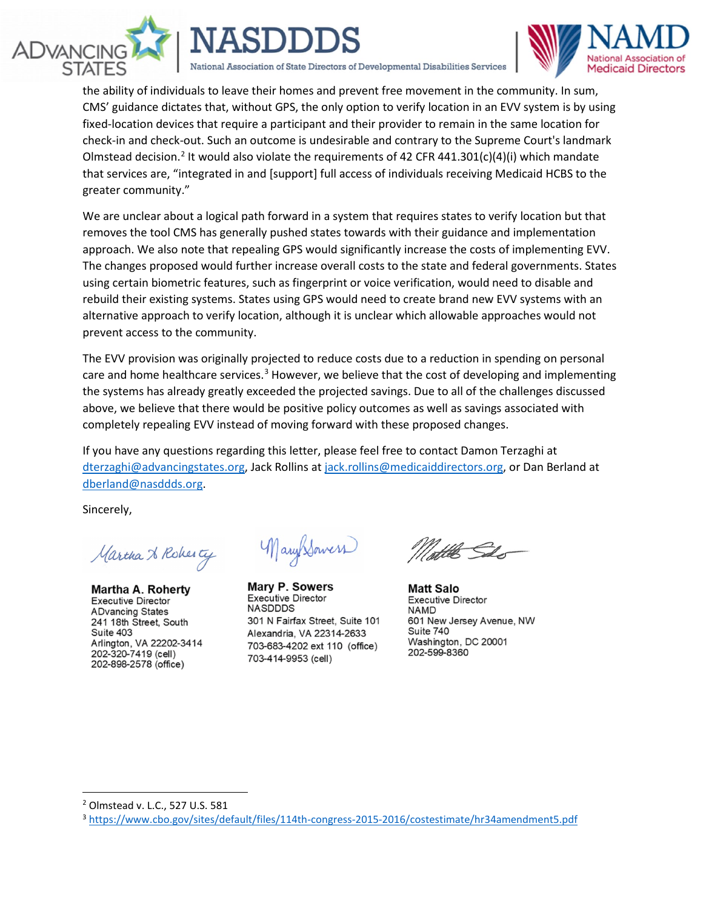the ability of individuals to leave their homes and prevent free movement in the community. In sum, CMS' guidance dictates that, without GPS, the only option to verify location in an EVV system is by using fixed-location devices that require a participant and their provider to remain in the same location for check-in and check-out. Such an outcome is undesirable and contrary to the Supreme Court's landmark Olmstead decision.[2] It would also violate the requirements of 42 CFR 441.301(c)(4)(i) which mandate that services are, "integrated in and [support] full access of individuals receiving Medicaid HCBS to the greater community."

We are unclear about a logical path forward in a system that requires states to verify location but that removes the tool CMS has generally pushed states towards with their guidance and implementation approach. We also note that repealing GPS would significantly increase the costs of implementing EVV. The changes proposed would further increase overall costs to the state and federal governments. States using certain biometric features, such as fingerprint or voice verification, would need to disable and rebuild their existing systems. States using GPS would need to create brand new EVV systems with an alternative approach to verify location, although it is unclear which allowable approaches would not prevent access to the community.

The EVV provision was originally projected to reduce costs due to a reduction in spending on personal care and home healthcare services.[3] However, we believe that the cost of developing and implementing the systems has already greatly exceeded the projected savings. Due to all of the challenges discussed above, we believe that there would be positive policy outcomes as well as savings associated with completely repealing EVV instead of moving forward with these proposed changes.

If you have any questions regarding this letter, please feel free to contact Damon Terzaghi at dterzaghi@advancingstates.org, Jack Rollins at jack.rollins@medicaiddirectors.org, or Dan Berland at dberland@nasddds.org.

Sincerely,

**Martha A. Roherty**
Executive Director
ADvancing States
241 18th Street, South
Suite 403
Arlington, VA 22202-3414
202-320-7419 (cell)
202-898-2578 (office)

**Mary P. Sowers**
Executive Director
NASDDDS
301 N Fairfax Street, Suite 101
Alexandria, VA 22314-2633
703-683-4202 ext 110 (office)
703-414-9953 (cell)

**Matt Salo**
Executive Director
NAMD
601 New Jersey Avenue, NW
Suite 740
Washington, DC 20001
202-599-8360

---

[2] Olmstead v. L.C., 527 U.S. 581

[3] https://www.cbo.gov/sites/default/files/114th-congress-2015-2016/costestimate/hr34amendment5.pdf